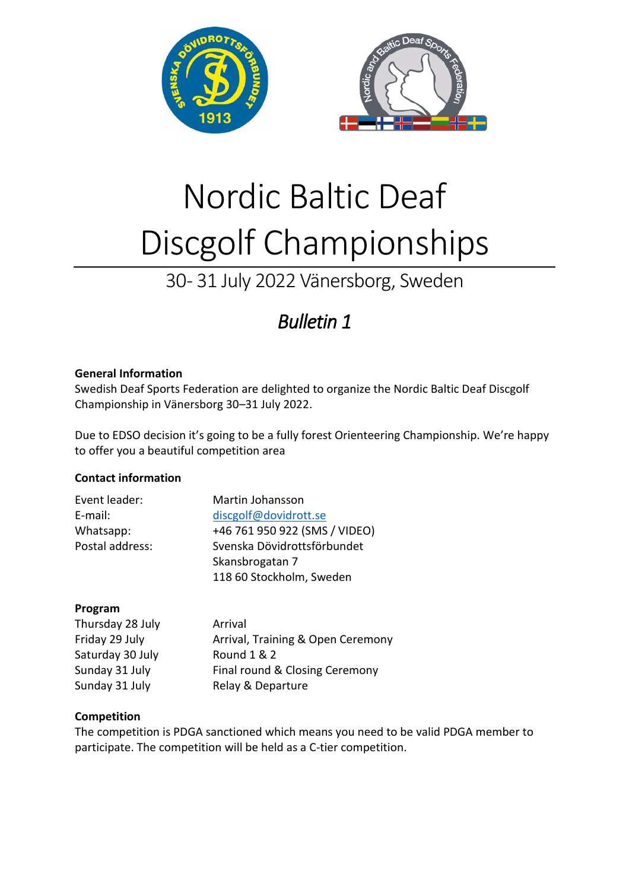# Nordic Baltic Deaf Discgolf Championships

## 30- 31 July 2022 Vänersborg, Sweden

## *Bulletin 1*

**General Information**

Swedish Deaf Sports Federation are delighted to organize the Nordic Baltic Deaf Discgolf Championship in Vänersborg 30–31 July 2022.

Due to EDSO decision it's going to be a fully forest Orienteering Championship. We're happy to offer you a beautiful competition area

**Contact information**

| | |
|---|---|
| Event leader: | Martin Johansson |
| E-mail: | discgolf@dovidrott.se |
| Whatsapp: | +46 761 950 922 (SMS / VIDEO) |
| Postal address: | Svenska Dövidrottsförbundet<br>Skansbrogatan 7<br>118 60 Stockholm, Sweden |

**Program**

| | |
|---|---|
| Thursday 28 July | Arrival |
| Friday 29 July | Arrival, Training & Open Ceremony |
| Saturday 30 July | Round 1 & 2 |
| Sunday 31 July | Final round & Closing Ceremony |
| Sunday 31 July | Relay & Departure |

**Competition**

The competition is PDGA sanctioned which means you need to be valid PDGA member to participate. The competition will be held as a C-tier competition.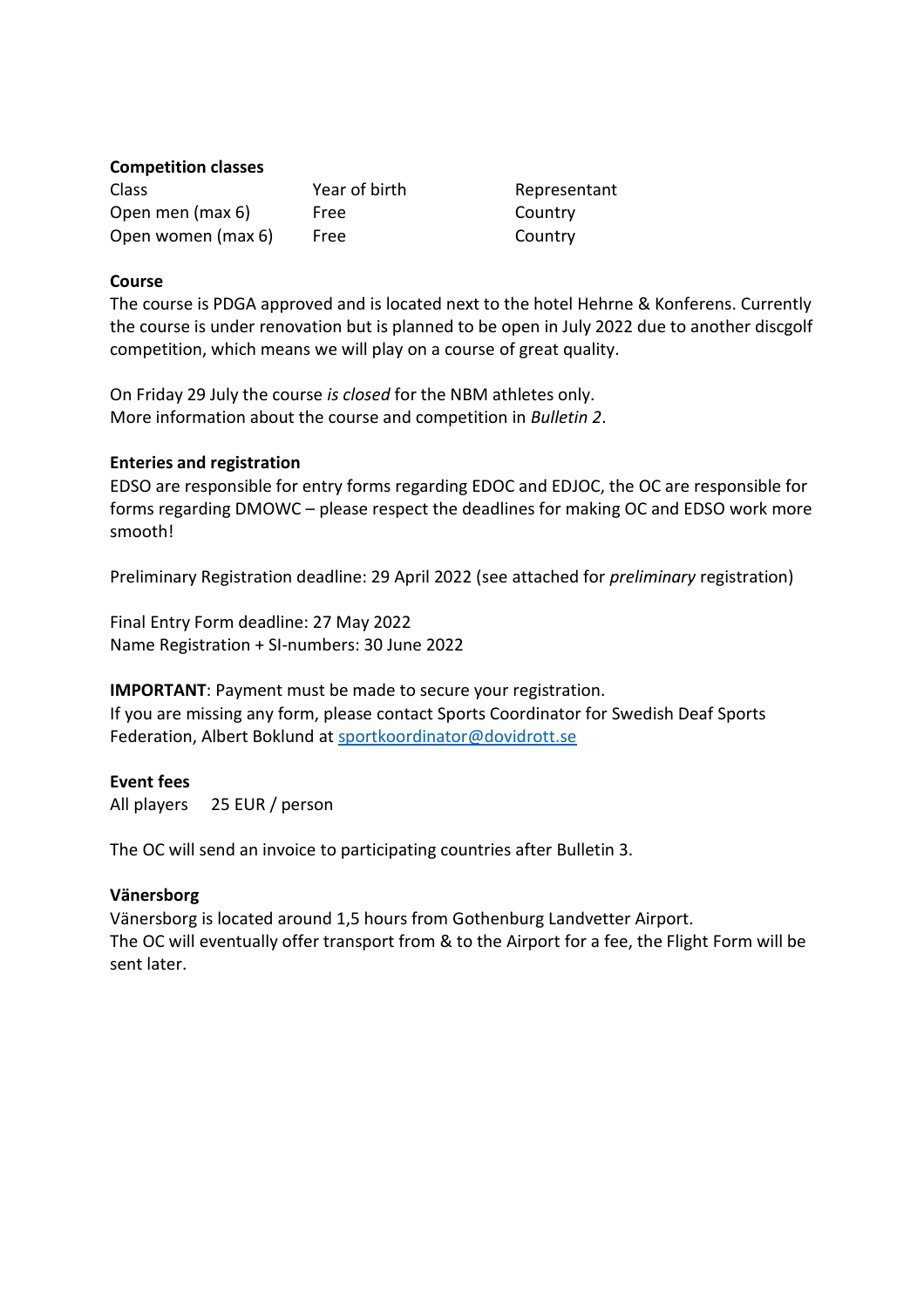**Competition classes**

| Class | Year of birth | Representant |
|---|---|---|
| Open men (max 6) | Free | Country |
| Open women (max 6) | Free | Country |

**Course**

The course is PDGA approved and is located next to the hotel Hehrne & Konferens. Currently the course is under renovation but is planned to be open in July 2022 due to another discgolf competition, which means we will play on a course of great quality.

On Friday 29 July the course *is closed* for the NBM athletes only.
More information about the course and competition in *Bulletin 2*.

**Enteries and registration**

EDSO are responsible for entry forms regarding EDOC and EDJOC, the OC are responsible for forms regarding DMOWC – please respect the deadlines for making OC and EDSO work more smooth!

Preliminary Registration deadline: 29 April 2022 (see attached for *preliminary* registration)

Final Entry Form deadline: 27 May 2022
Name Registration + SI-numbers: 30 June 2022

**IMPORTANT**: Payment must be made to secure your registration.
If you are missing any form, please contact Sports Coordinator for Swedish Deaf Sports Federation, Albert Boklund at [sportkoordinator@dovidrott.se](mailto:sportkoordinator@dovidrott.se)

**Event fees**

All players 25 EUR / person

The OC will send an invoice to participating countries after Bulletin 3.

**Vänersborg**

Vänersborg is located around 1,5 hours from Gothenburg Landvetter Airport.
The OC will eventually offer transport from & to the Airport for a fee, the Flight Form will be sent later.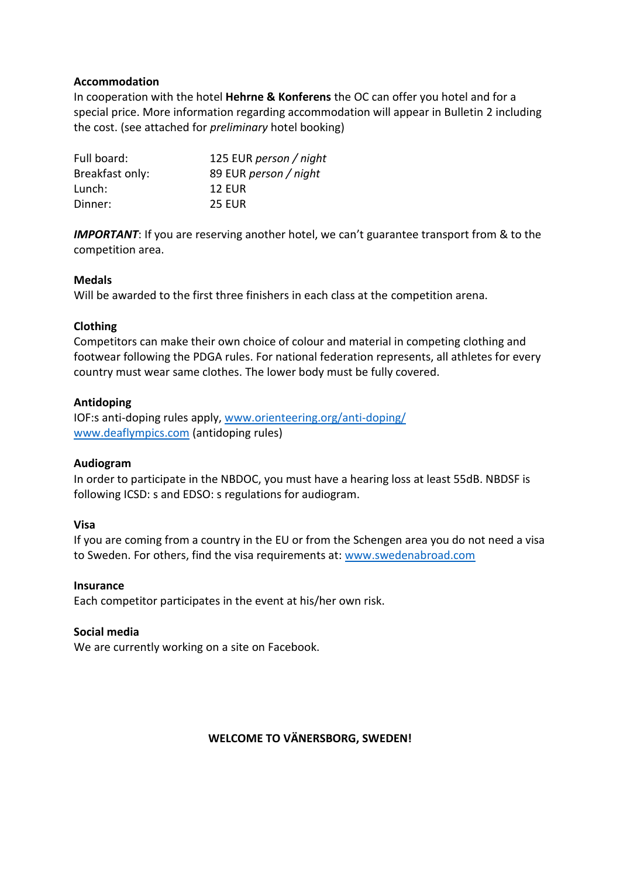**Accommodation**

In cooperation with the hotel **Hehrne & Konferens** the OC can offer you hotel and for a special price. More information regarding accommodation will appear in Bulletin 2 including the cost. (see attached for *preliminary* hotel booking)

| | |
|---|---|
| Full board: | 125 EUR *person / night* |
| Breakfast only: | 89 EUR *person / night* |
| Lunch: | 12 EUR |
| Dinner: | 25 EUR |

***IMPORTANT***: If you are reserving another hotel, we can't guarantee transport from & to the competition area.

**Medals**

Will be awarded to the first three finishers in each class at the competition arena.

**Clothing**

Competitors can make their own choice of colour and material in competing clothing and footwear following the PDGA rules. For national federation represents, all athletes for every country must wear same clothes. The lower body must be fully covered.

**Antidoping**

IOF:s anti-doping rules apply, www.orienteering.org/anti-doping/
www.deaflympics.com (antidoping rules)

**Audiogram**

In order to participate in the NBDOC, you must have a hearing loss at least 55dB. NBDSF is following ICSD: s and EDSO: s regulations for audiogram.

**Visa**

If you are coming from a country in the EU or from the Schengen area you do not need a visa to Sweden. For others, find the visa requirements at: www.swedenabroad.com

**Insurance**

Each competitor participates in the event at his/her own risk.

**Social media**

We are currently working on a site on Facebook.

**WELCOME TO VÄNERSBORG, SWEDEN!**